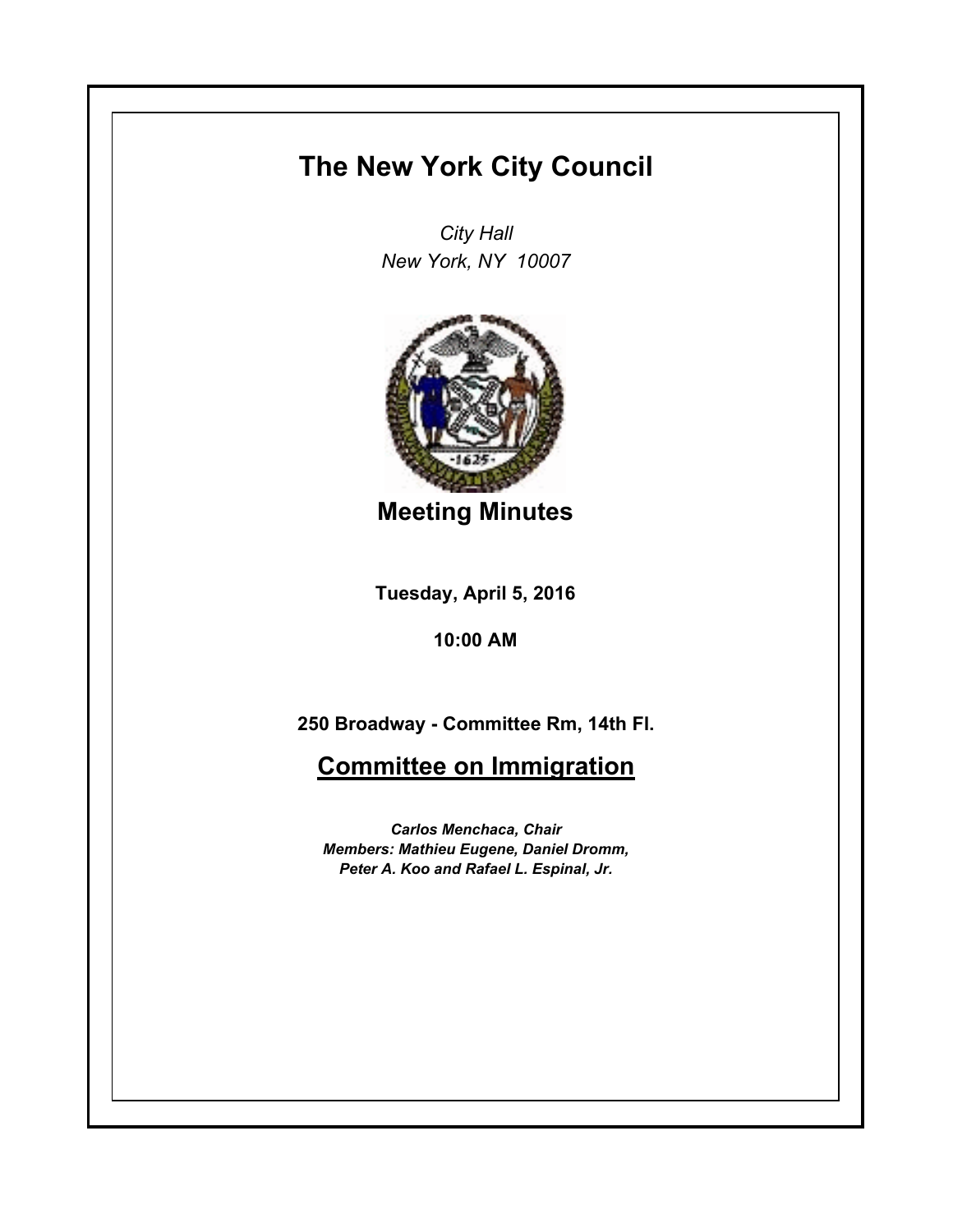# The New York City Council

*City Hall*
*New York, NY 10007*

## Meeting Minutes

**Tuesday, April 5, 2016**

**10:00 AM**

**250 Broadway - Committee Rm, 14th Fl.**

## Committee on Immigration

***Carlos Menchaca, Chair***
***Members: Mathieu Eugene, Daniel Dromm, Peter A. Koo and Rafael L. Espinal, Jr.***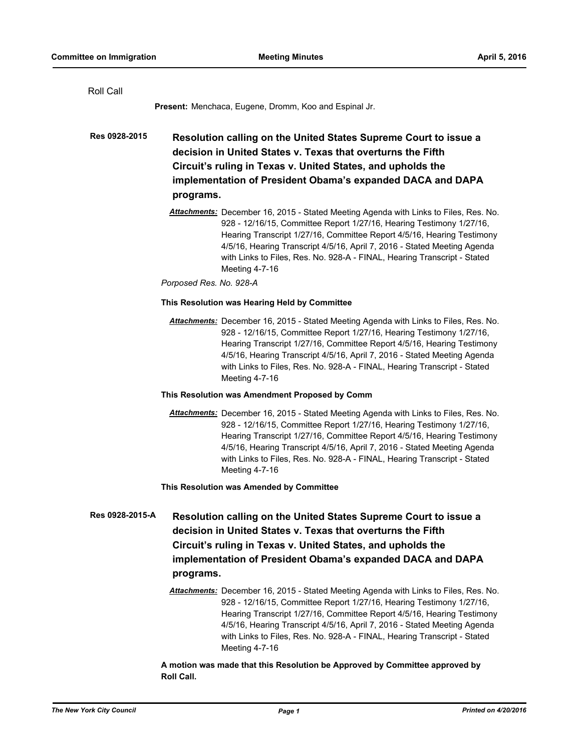Roll Call

**Present:** Menchaca, Eugene, Dromm, Koo and Espinal Jr.

**Res 0928-2015** **Resolution calling on the United States Supreme Court to issue a decision in United States v. Texas that overturns the Fifth Circuit's ruling in Texas v. United States, and upholds the implementation of President Obama's expanded DACA and DAPA programs.**

***Attachments:*** December 16, 2015 - Stated Meeting Agenda with Links to Files, Res. No. 928 - 12/16/15, Committee Report 1/27/16, Hearing Testimony 1/27/16, Hearing Transcript 1/27/16, Committee Report 4/5/16, Hearing Testimony 4/5/16, Hearing Transcript 4/5/16, April 7, 2016 - Stated Meeting Agenda with Links to Files, Res. No. 928-A - FINAL, Hearing Transcript - Stated Meeting 4-7-16

*Porposed Res. No. 928-A*

**This Resolution was Hearing Held by Committee**

***Attachments:*** December 16, 2015 - Stated Meeting Agenda with Links to Files, Res. No. 928 - 12/16/15, Committee Report 1/27/16, Hearing Testimony 1/27/16, Hearing Transcript 1/27/16, Committee Report 4/5/16, Hearing Testimony 4/5/16, Hearing Transcript 4/5/16, April 7, 2016 - Stated Meeting Agenda with Links to Files, Res. No. 928-A - FINAL, Hearing Transcript - Stated Meeting 4-7-16

**This Resolution was Amendment Proposed by Comm**

***Attachments:*** December 16, 2015 - Stated Meeting Agenda with Links to Files, Res. No. 928 - 12/16/15, Committee Report 1/27/16, Hearing Testimony 1/27/16, Hearing Transcript 1/27/16, Committee Report 4/5/16, Hearing Testimony 4/5/16, Hearing Transcript 4/5/16, April 7, 2016 - Stated Meeting Agenda with Links to Files, Res. No. 928-A - FINAL, Hearing Transcript - Stated Meeting 4-7-16

**This Resolution was Amended by Committee**

**Res 0928-2015-A** **Resolution calling on the United States Supreme Court to issue a decision in United States v. Texas that overturns the Fifth Circuit's ruling in Texas v. United States, and upholds the implementation of President Obama's expanded DACA and DAPA programs.**

***Attachments:*** December 16, 2015 - Stated Meeting Agenda with Links to Files, Res. No. 928 - 12/16/15, Committee Report 1/27/16, Hearing Testimony 1/27/16, Hearing Transcript 1/27/16, Committee Report 4/5/16, Hearing Testimony 4/5/16, Hearing Transcript 4/5/16, April 7, 2016 - Stated Meeting Agenda with Links to Files, Res. No. 928-A - FINAL, Hearing Transcript - Stated Meeting 4-7-16

**A motion was made that this Resolution be Approved by Committee approved by Roll Call.**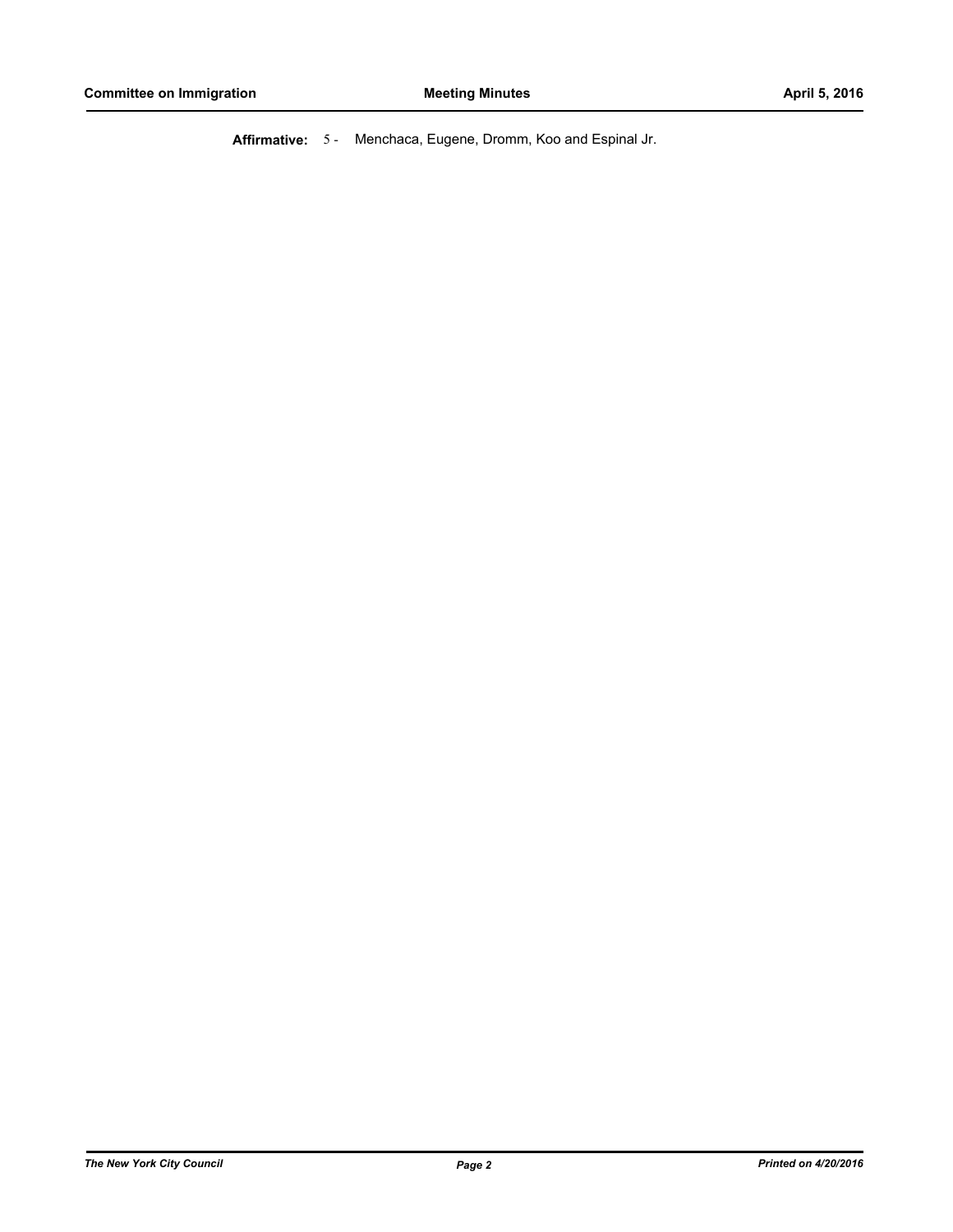**Affirmative:** 5 - Menchaca, Eugene, Dromm, Koo and Espinal Jr.